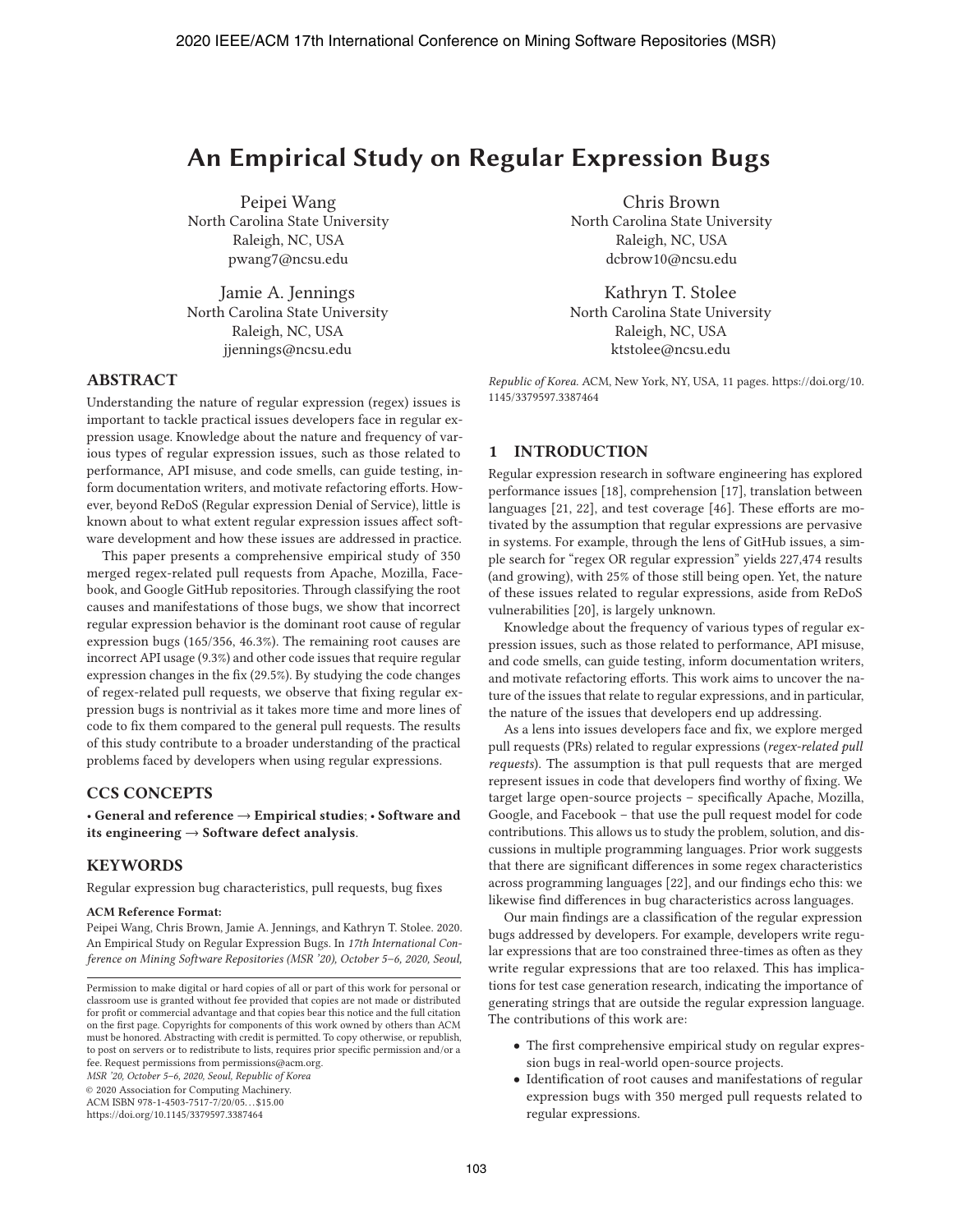# An Empirical Study on Regular Expression Bugs

Peipei Wang
North Carolina State University
Raleigh, NC, USA
pwang7@ncsu.edu

Chris Brown
North Carolina State University
Raleigh, NC, USA
dcbrow10@ncsu.edu

Jamie A. Jennings
North Carolina State University
Raleigh, NC, USA
jjennings@ncsu.edu

Kathryn T. Stolee
North Carolina State University
Raleigh, NC, USA
ktstolee@ncsu.edu

## ABSTRACT

Understanding the nature of regular expression (regex) issues is important to tackle practical issues developers face in regular expression usage. Knowledge about the nature and frequency of various types of regular expression issues, such as those related to performance, API misuse, and code smells, can guide testing, inform documentation writers, and motivate refactoring efforts. However, beyond ReDoS (Regular expression Denial of Service), little is known about to what extent regular expression issues affect software development and how these issues are addressed in practice.

This paper presents a comprehensive empirical study of 350 merged regex-related pull requests from Apache, Mozilla, Facebook, and Google GitHub repositories. Through classifying the root causes and manifestations of those bugs, we show that incorrect regular expression behavior is the dominant root cause of regular expression bugs (165/356, 46.3%). The remaining root causes are incorrect API usage (9.3%) and other code issues that require regular expression changes in the fix (29.5%). By studying the code changes of regex-related pull requests, we observe that fixing regular expression bugs is nontrivial as it takes more time and more lines of code to fix them compared to the general pull requests. The results of this study contribute to a broader understanding of the practical problems faced by developers when using regular expressions.

## CCS CONCEPTS

• **General and reference → Empirical studies**; • **Software and its engineering → Software defect analysis**.

## KEYWORDS

Regular expression bug characteristics, pull requests, bug fixes

**ACM Reference Format:**
Peipei Wang, Chris Brown, Jamie A. Jennings, and Kathryn T. Stolee. 2020. An Empirical Study on Regular Expression Bugs. In *17th International Conference on Mining Software Repositories (MSR '20), October 5–6, 2020, Seoul, Republic of Korea.* ACM, New York, NY, USA, 11 pages. https://doi.org/10.1145/3379597.3387464

Permission to make digital or hard copies of all or part of this work for personal or classroom use is granted without fee provided that copies are not made or distributed for profit or commercial advantage and that copies bear this notice and the full citation on the first page. Copyrights for components of this work owned by others than ACM must be honored. Abstracting with credit is permitted. To copy otherwise, or republish, to post on servers or to redistribute to lists, requires prior specific permission and/or a fee. Request permissions from permissions@acm.org.
*MSR '20, October 5–6, 2020, Seoul, Republic of Korea*
© 2020 Association for Computing Machinery.
ACM ISBN 978-1-4503-7517-7/20/05…$15.00
https://doi.org/10.1145/3379597.3387464

## 1 INTRODUCTION

Regular expression research in software engineering has explored performance issues [18], comprehension [17], translation between languages [21, 22], and test coverage [46]. These efforts are motivated by the assumption that regular expressions are pervasive in systems. For example, through the lens of GitHub issues, a simple search for "regex OR regular expression" yields 227,474 results (and growing), with 25% of those still being open. Yet, the nature of these issues related to regular expressions, aside from ReDoS vulnerabilities [20], is largely unknown.

Knowledge about the frequency of various types of regular expression issues, such as those related to performance, API misuse, and code smells, can guide testing, inform documentation writers, and motivate refactoring efforts. This work aims to uncover the nature of the issues that relate to regular expressions, and in particular, the nature of the issues that developers end up addressing.

As a lens into issues developers face and fix, we explore merged pull requests (PRs) related to regular expressions (*regex-related pull requests*). The assumption is that pull requests that are merged represent issues in code that developers find worthy of fixing. We target large open-source projects – specifically Apache, Mozilla, Google, and Facebook – that use the pull request model for code contributions. This allows us to study the problem, solution, and discussions in multiple programming languages. Prior work suggests that there are significant differences in some regex characteristics across programming languages [22], and our findings echo this: we likewise find differences in bug characteristics across languages.

Our main findings are a classification of the regular expression bugs addressed by developers. For example, developers write regular expressions that are too constrained three-times as often as they write regular expressions that are too relaxed. This has implications for test case generation research, indicating the importance of generating strings that are outside the regular expression language. The contributions of this work are:

- The first comprehensive empirical study on regular expression bugs in real-world open-source projects.
- Identification of root causes and manifestations of regular expression bugs with 350 merged pull requests related to regular expressions.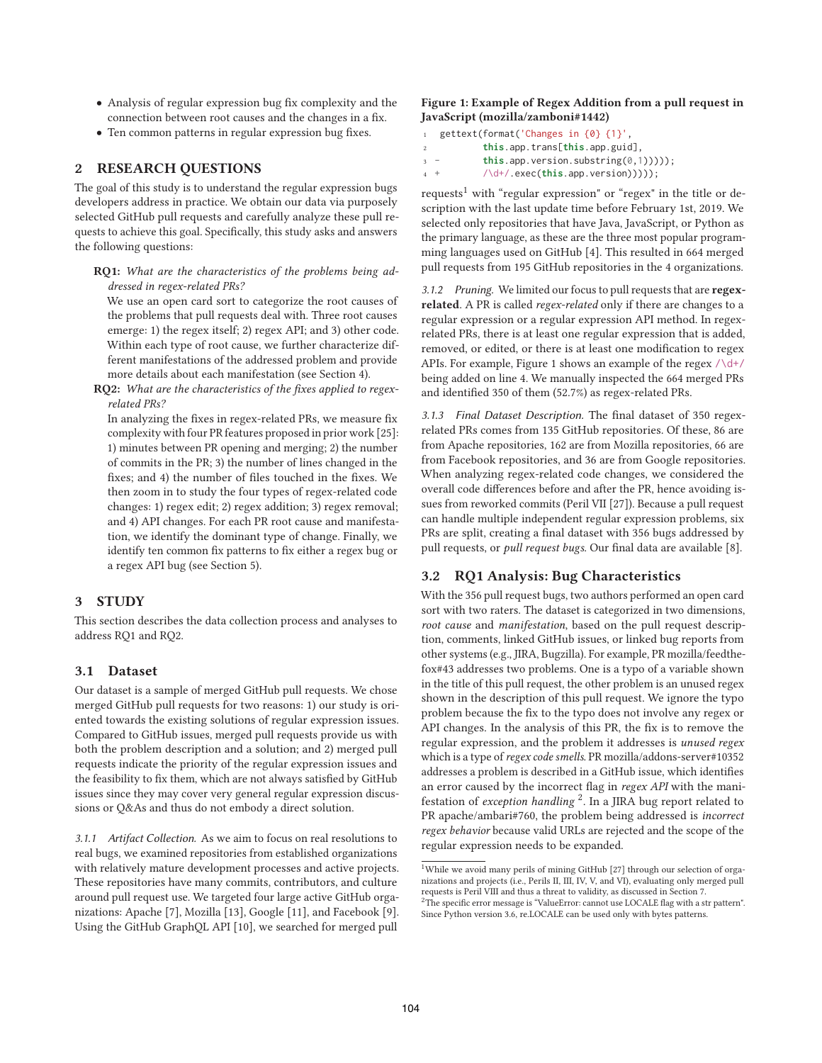- Analysis of regular expression bug fix complexity and the connection between root causes and the changes in a fix.
- Ten common patterns in regular expression bug fixes.

## 2 RESEARCH QUESTIONS

The goal of this study is to understand the regular expression bugs developers address in practice. We obtain our data via purposely selected GitHub pull requests and carefully analyze these pull requests to achieve this goal. Specifically, this study asks and answers the following questions:

**RQ1:** *What are the characteristics of the problems being addressed in regex-related PRs?*

We use an open card sort to categorize the root causes of the problems that pull requests deal with. Three root causes emerge: 1) the regex itself; 2) regex API; and 3) other code. Within each type of root cause, we further characterize different manifestations of the addressed problem and provide more details about each manifestation (see Section 4).

**RQ2:** *What are the characteristics of the fixes applied to regex-related PRs?*

In analyzing the fixes in regex-related PRs, we measure fix complexity with four PR features proposed in prior work [25]: 1) minutes between PR opening and merging; 2) the number of commits in the PR; 3) the number of lines changed in the fixes; and 4) the number of files touched in the fixes. We then zoom in to study the four types of regex-related code changes: 1) regex edit; 2) regex addition; 3) regex removal; and 4) API changes. For each PR root cause and manifestation, we identify the dominant type of change. Finally, we identify ten common fix patterns to fix either a regex bug or a regex API bug (see Section 5).

## 3 STUDY

This section describes the data collection process and analyses to address RQ1 and RQ2.

### 3.1 Dataset

Our dataset is a sample of merged GitHub pull requests. We chose merged GitHub pull requests for two reasons: 1) our study is oriented towards the existing solutions of regular expression issues. Compared to GitHub issues, merged pull requests provide us with both the problem description and a solution; and 2) merged pull requests indicate the priority of the regular expression issues and the feasibility to fix them, which are not always satisfied by GitHub issues since they may cover very general regular expression discussions or Q&As and thus do not embody a direct solution.

*3.1.1 Artifact Collection.* As we aim to focus on real resolutions to real bugs, we examined repositories from established organizations with relatively mature development processes and active projects. These repositories have many commits, contributors, and culture around pull request use. We targeted four large active GitHub organizations: Apache [7], Mozilla [13], Google [11], and Facebook [9]. Using the GitHub GraphQL API [10], we searched for merged pull requests[1] with "regular expression" or "regex" in the title or description with the last update time before February 1st, 2019. We selected only repositories that have Java, JavaScript, or Python as the primary language, as these are the three most popular programming languages used on GitHub [4]. This resulted in 664 merged pull requests from 195 GitHub repositories in the 4 organizations.

**Figure 1: Example of Regex Addition from a pull request in JavaScript (mozilla/zamboni#1442)**

```
1   gettext(format('Changes in {0} {1}',
2            this.app.trans[this.app.guid],
3 -          this.app.version.substring(0,1)))));
4 +          /\d+/.exec(this.app.version)))));
```

*3.1.2 Pruning.* We limited our focus to pull requests that are **regex-related**. A PR is called *regex-related* only if there are changes to a regular expression or a regular expression API method. In regex-related PRs, there is at least one regular expression that is added, removed, or edited, or there is at least one modification to regex APIs. For example, Figure 1 shows an example of the regex /\d+/ being added on line 4. We manually inspected the 664 merged PRs and identified 350 of them (52.7%) as regex-related PRs.

*3.1.3 Final Dataset Description.* The final dataset of 350 regex-related PRs comes from 135 GitHub repositories. Of these, 86 are from Apache repositories, 162 are from Mozilla repositories, 66 are from Facebook repositories, and 36 are from Google repositories. When analyzing regex-related code changes, we considered the overall code differences before and after the PR, hence avoiding issues from reworked commits (Peril VII [27]). Because a pull request can handle multiple independent regular expression problems, six PRs are split, creating a final dataset with 356 bugs addressed by pull requests, or *pull request bugs*. Our final data are available [8].

### 3.2 RQ1 Analysis: Bug Characteristics

With the 356 pull request bugs, two authors performed an open card sort with two raters. The dataset is categorized in two dimensions, *root cause* and *manifestation*, based on the pull request description, comments, linked GitHub issues, or linked bug reports from other systems (e.g., JIRA, Bugzilla). For example, PR mozilla/feedthefox#43 addresses two problems. One is a typo of a variable shown in the title of this pull request, the other problem is an unused regex shown in the description of this pull request. We ignore the typo problem because the fix to the typo does not involve any regex or API changes. In the analysis of this PR, the fix is to remove the regular expression, and the problem it addresses is *unused regex* which is a type of *regex code smells*. PR mozilla/addons-server#10352 addresses a problem is described in a GitHub issue, which identifies an error caused by the incorrect flag in *regex API* with the manifestation of *exception handling* [2]. In a JIRA bug report related to PR apache/ambari#760, the problem being addressed is *incorrect regex behavior* because valid URLs are rejected and the scope of the regular expression needs to be expanded.

[1] While we avoid many perils of mining GitHub [27] through our selection of organizations and projects (i.e., Perils II, III, IV, V, and VI), evaluating only merged pull requests is Peril VIII and thus a threat to validity, as discussed in Section 7.

[2] The specific error message is "ValueError: cannot use LOCALE flag with a str pattern". Since Python version 3.6, re.LOCALE can be used only with bytes patterns.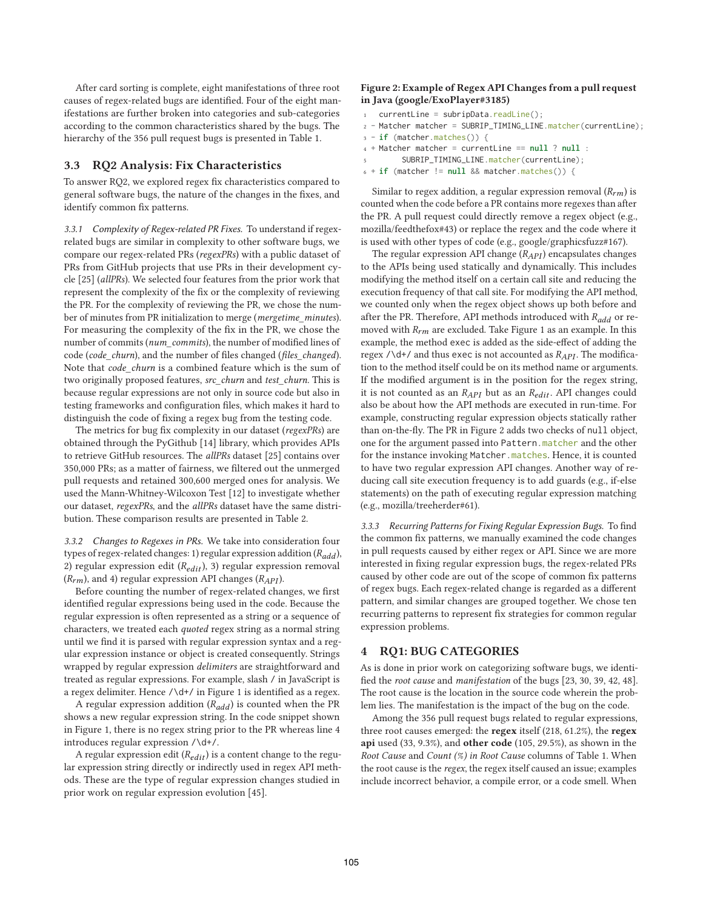After card sorting is complete, eight manifestations of three root causes of regex-related bugs are identified. Four of the eight manifestations are further broken into categories and sub-categories according to the common characteristics shared by the bugs. The hierarchy of the 356 pull request bugs is presented in Table 1.

## 3.3 RQ2 Analysis: Fix Characteristics

To answer RQ2, we explored regex fix characteristics compared to general software bugs, the nature of the changes in the fixes, and identify common fix patterns.

*3.3.1 Complexity of Regex-related PR Fixes.* To understand if regex-related bugs are similar in complexity to other software bugs, we compare our regex-related PRs (*regexPRs*) with a public dataset of PRs from GitHub projects that use PRs in their development cycle [25] (*allPRs*). We selected four features from the prior work that represent the complexity of the fix or the complexity of reviewing the PR. For the complexity of reviewing the PR, we chose the number of minutes from PR initialization to merge (*mergetime_minutes*). For measuring the complexity of the fix in the PR, we chose the number of commits (*num_commits*), the number of modified lines of code (*code_churn*), and the number of files changed (*files_changed*). Note that *code_churn* is a combined feature which is the sum of two originally proposed features, *src_churn* and *test_churn*. This is because regular expressions are not only in source code but also in testing frameworks and configuration files, which makes it hard to distinguish the code of fixing a regex bug from the testing code.

The metrics for bug fix complexity in our dataset (*regexPRs*) are obtained through the PyGithub [14] library, which provides APIs to retrieve GitHub resources. The *allPRs* dataset [25] contains over 350,000 PRs; as a matter of fairness, we filtered out the unmerged pull requests and retained 300,600 merged ones for analysis. We used the Mann-Whitney-Wilcoxon Test [12] to investigate whether our dataset, *regexPRs*, and the *allPRs* dataset have the same distribution. These comparison results are presented in Table 2.

*3.3.2 Changes to Regexes in PRs.* We take into consideration four types of regex-related changes: 1) regular expression addition ($R_{add}$), 2) regular expression edit ($R_{edit}$), 3) regular expression removal ($R_{rm}$), and 4) regular expression API changes ($R_{API}$).

Before counting the number of regex-related changes, we first identified regular expressions being used in the code. Because the regular expression is often represented as a string or a sequence of characters, we treated each *quoted* regex string as a normal string until we find it is parsed with regular expression syntax and a regular expression instance or object is created consequently. Strings wrapped by regular expression *delimiters* are straightforward and treated as regular expressions. For example, slash / in JavaScript is a regex delimiter. Hence /\d+/ in Figure 1 is identified as a regex.

A regular expression addition ($R_{add}$) is counted when the PR shows a new regular expression string. In the code snippet shown in Figure 1, there is no regex string prior to the PR whereas line 4 introduces regular expression /\d+/.

A regular expression edit ($R_{edit}$) is a content change to the regular expression string directly or indirectly used in regex API methods. These are the type of regular expression changes studied in prior work on regular expression evolution [45].

**Figure 2: Example of Regex API Changes from a pull request in Java (google/ExoPlayer#3185)**

```
1   currentLine = subripData.readLine();
2 - Matcher matcher = SUBRIP_TIMING_LINE.matcher(currentLine);
3 - if (matcher.matches()) {
4 + Matcher matcher = currentLine == null ? null :
5         SUBRIP_TIMING_LINE.matcher(currentLine);
6 + if (matcher != null && matcher.matches()) {
```

Similar to regex addition, a regular expression removal ($R_{rm}$) is counted when the code before a PR contains more regexes than after the PR. A pull request could directly remove a regex object (e.g., mozilla/feedthefox#43) or replace the regex and the code where it is used with other types of code (e.g., google/graphicsfuzz#167).

The regular expression API change ($R_{API}$) encapsulates changes to the APIs being used statically and dynamically. This includes modifying the method itself on a certain call site and reducing the execution frequency of that call site. For modifying the API method, we counted only when the regex object shows up both before and after the PR. Therefore, API methods introduced with $R_{add}$ or removed with $R_{rm}$ are excluded. Take Figure 1 as an example. In this example, the method exec is added as the side-effect of adding the regex /\d+/ and thus exec is not accounted as $R_{API}$. The modification to the method itself could be on its method name or arguments. If the modified argument is in the position for the regex string, it is not counted as an $R_{API}$ but as an $R_{edit}$. API changes could also be about how the API methods are executed in run-time. For example, constructing regular expression objects statically rather than on-the-fly. The PR in Figure 2 adds two checks of null object, one for the argument passed into Pattern.matcher and the other for the instance invoking Matcher.matches. Hence, it is counted to have two regular expression API changes. Another way of reducing call site execution frequency is to add guards (e.g., if-else statements) on the path of executing regular expression matching (e.g., mozilla/treeherder#61).

*3.3.3 Recurring Patterns for Fixing Regular Expression Bugs.* To find the common fix patterns, we manually examined the code changes in pull requests caused by either regex or API. Since we are more interested in fixing regular expression bugs, the regex-related PRs caused by other code are out of the scope of common fix patterns of regex bugs. Each regex-related change is regarded as a different pattern, and similar changes are grouped together. We chose ten recurring patterns to represent fix strategies for common regular expression problems.

# 4 RQ1: BUG CATEGORIES

As is done in prior work on categorizing software bugs, we identified the *root cause* and *manifestation* of the bugs [23, 30, 39, 42, 48]. The root cause is the location in the source code wherein the problem lies. The manifestation is the impact of the bug on the code.

Among the 356 pull request bugs related to regular expressions, three root causes emerged: the **regex** itself (218, 61.2%), the **regex api** used (33, 9.3%), and **other code** (105, 29.5%), as shown in the *Root Cause* and *Count (%) in Root Cause* columns of Table 1. When the root cause is the *regex*, the regex itself caused an issue; examples include incorrect behavior, a compile error, or a code smell. When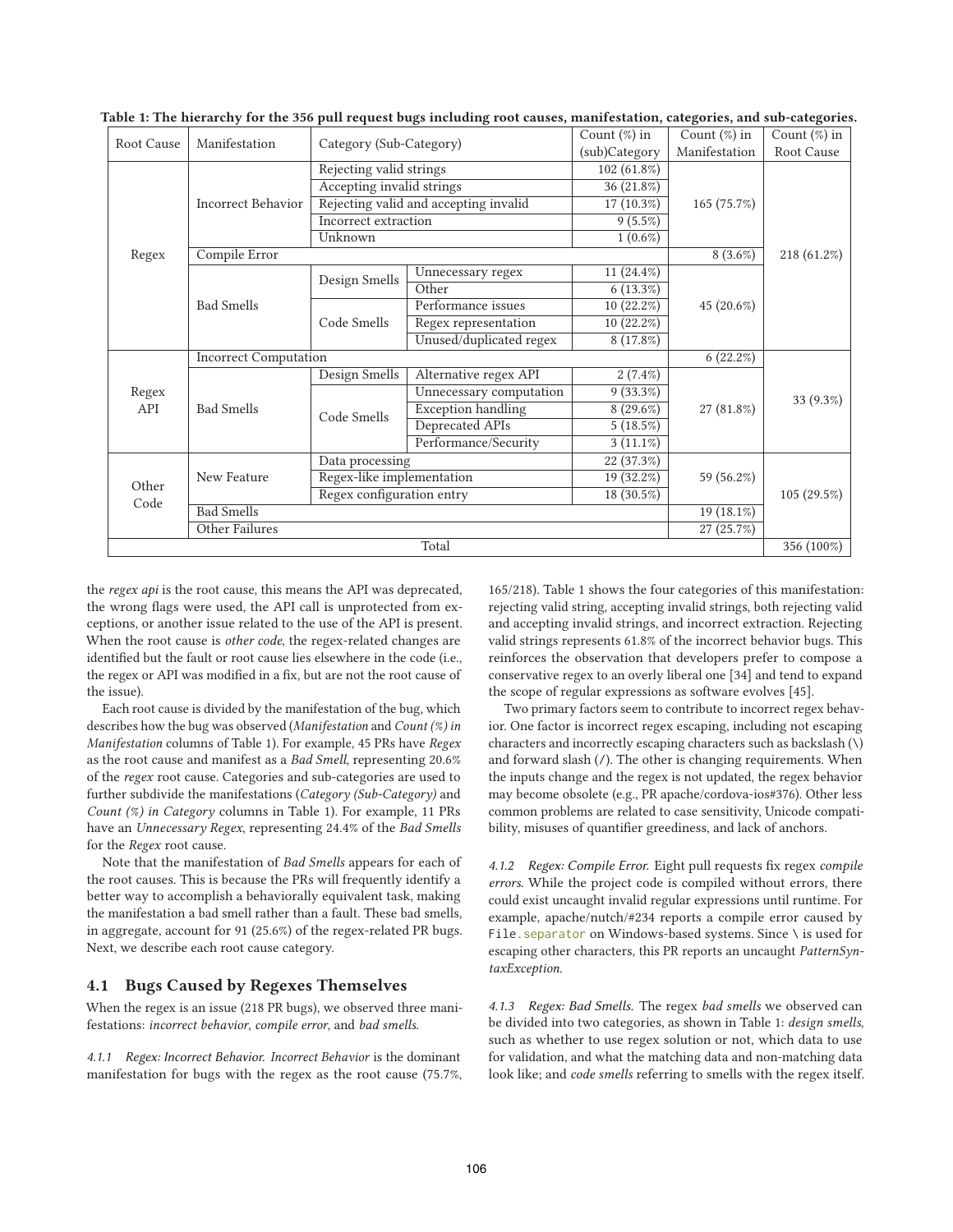Table 1: The hierarchy for the 356 pull request bugs including root causes, manifestation, categories, and sub-categories.

| Root Cause | Manifestation | Category (Sub-Category) | | Count (%) in (sub)Category | Count (%) in Manifestation | Count (%) in Root Cause |
|---|---|---|---|---|---|---|
| Regex | Incorrect Behavior | Rejecting valid strings | | 102 (61.8%) | 165 (75.7%) | 218 (61.2%) |
| | | Accepting invalid strings | | 36 (21.8%) | | |
| | | Rejecting valid and accepting invalid | | 17 (10.3%) | | |
| | | Incorrect extraction | | 9 (5.5%) | | |
| | | Unknown | | 1 (0.6%) | | |
| | Compile Error | | | | 8 (3.6%) | |
| | Bad Smells | Design Smells | Unnecessary regex | 11 (24.4%) | 45 (20.6%) | |
| | | | Other | 6 (13.3%) | | |
| | | Code Smells | Performance issues | 10 (22.2%) | | |
| | | | Regex representation | 10 (22.2%) | | |
| | | | Unused/duplicated regex | 8 (17.8%) | | |
| Regex API | Incorrect Computation | | | | 6 (22.2%) | 33 (9.3%) |
| | Bad Smells | Design Smells | Alternative regex API | 2 (7.4%) | 27 (81.8%) | |
| | | Code Smells | Unnecessary computation | 9 (33.3%) | | |
| | | | Exception handling | 8 (29.6%) | | |
| | | | Deprecated APIs | 5 (18.5%) | | |
| | | | Performance/Security | 3 (11.1%) | | |
| Other Code | New Feature | Data processing | | 22 (37.3%) | 59 (56.2%) | 105 (29.5%) |
| | | Regex-like implementation | | 19 (32.2%) | | |
| | | Regex configuration entry | | 18 (30.5%) | | |
| | Bad Smells | | | | 19 (18.1%) | |
| | Other Failures | | | | 27 (25.7%) | |
| Total | | | | | | 356 (100%) |

the *regex api* is the root cause, this means the API was deprecated, the wrong flags were used, the API call is unprotected from exceptions, or another issue related to the use of the API is present. When the root cause is *other code*, the regex-related changes are identified but the fault or root cause lies elsewhere in the code (i.e., the regex or API was modified in a fix, but are not the root cause of the issue).

Each root cause is divided by the manifestation of the bug, which describes how the bug was observed (*Manifestation* and *Count (%) in Manifestation* columns of Table 1). For example, 45 PRs have *Regex* as the root cause and manifest as a *Bad Smell*, representing 20.6% of the *regex* root cause. Categories and sub-categories are used to further subdivide the manifestations (*Category (Sub-Category)* and *Count (%) in Category* columns in Table 1). For example, 11 PRs have an *Unnecessary Regex*, representing 24.4% of the *Bad Smells* for the *Regex* root cause.

Note that the manifestation of *Bad Smells* appears for each of the root causes. This is because the PRs will frequently identify a better way to accomplish a behaviorally equivalent task, making the manifestation a bad smell rather than a fault. These bad smells, in aggregate, account for 91 (25.6%) of the regex-related PR bugs. Next, we describe each root cause category.

## 4.1 Bugs Caused by Regexes Themselves

When the regex is an issue (218 PR bugs), we observed three manifestations: *incorrect behavior*, *compile error*, and *bad smells*.

*4.1.1 Regex: Incorrect Behavior.* *Incorrect Behavior* is the dominant manifestation for bugs with the regex as the root cause (75.7%, 165/218). Table 1 shows the four categories of this manifestation: rejecting valid string, accepting invalid strings, both rejecting valid and accepting invalid strings, and incorrect extraction. Rejecting valid strings represents 61.8% of the incorrect behavior bugs. This reinforces the observation that developers prefer to compose a conservative regex to an overly liberal one [34] and tend to expand the scope of regular expressions as software evolves [45].

Two primary factors seem to contribute to incorrect regex behavior. One factor is incorrect regex escaping, including not escaping characters and incorrectly escaping characters such as backslash (\) and forward slash (/). The other is changing requirements. When the inputs change and the regex is not updated, the regex behavior may become obsolete (e.g., PR apache/cordova-ios#376). Other less common problems are related to case sensitivity, Unicode compatibility, misuses of quantifier greediness, and lack of anchors.

*4.1.2 Regex: Compile Error.* Eight pull requests fix regex *compile errors*. While the project code is compiled without errors, there could exist uncaught invalid regular expressions until runtime. For example, apache/nutch/#234 reports a compile error caused by `File.separator` on Windows-based systems. Since \ is used for escaping other characters, this PR reports an uncaught *PatternSyntaxException*.

*4.1.3 Regex: Bad Smells.* The regex *bad smells* we observed can be divided into two categories, as shown in Table 1: *design smells*, such as whether to use regex solution or not, which data to use for validation, and what the matching data and non-matching data look like; and *code smells* referring to smells with the regex itself.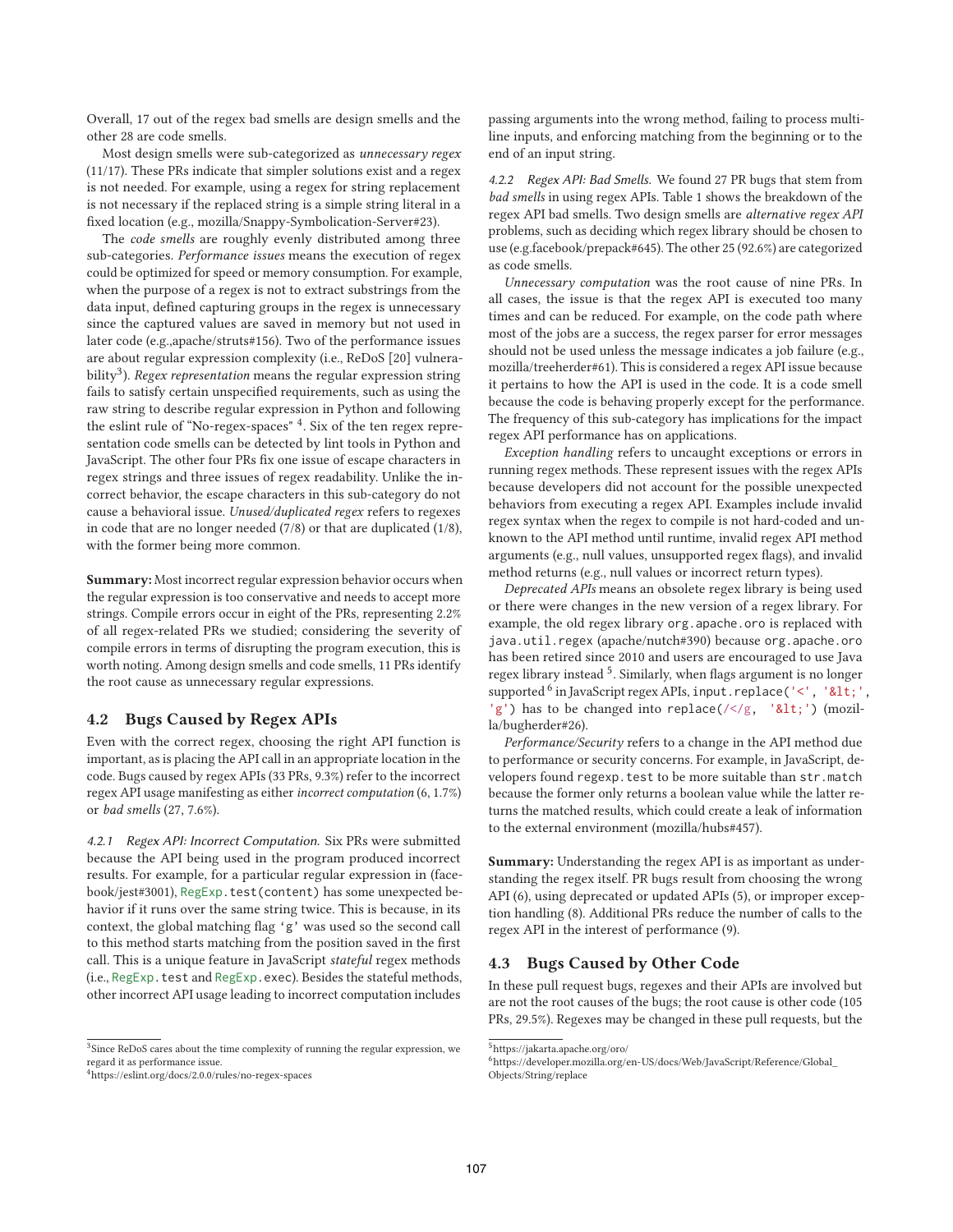Overall, 17 out of the regex bad smells are design smells and the other 28 are code smells.

Most design smells were sub-categorized as *unnecessary regex* (11/17). These PRs indicate that simpler solutions exist and a regex is not needed. For example, using a regex for string replacement is not necessary if the replaced string is a simple string literal in a fixed location (e.g., mozilla/Snappy-Symbolication-Server#23).

The *code smells* are roughly evenly distributed among three sub-categories. *Performance issues* means the execution of regex could be optimized for speed or memory consumption. For example, when the purpose of a regex is not to extract substrings from the data input, defined capturing groups in the regex is unnecessary since the captured values are saved in memory but not used in later code (e.g.,apache/struts#156). Two of the performance issues are about regular expression complexity (i.e., ReDoS [20] vulnerability[3]). *Regex representation* means the regular expression string fails to satisfy certain unspecified requirements, such as using the raw string to describe regular expression in Python and following the eslint rule of "No-regex-spaces" [4]. Six of the ten regex representation code smells can be detected by lint tools in Python and JavaScript. The other four PRs fix one issue of escape characters in regex strings and three issues of regex readability. Unlike the incorrect behavior, the escape characters in this sub-category do not cause a behavioral issue. *Unused/duplicated regex* refers to regexes in code that are no longer needed (7/8) or that are duplicated (1/8), with the former being more common.

**Summary:** Most incorrect regular expression behavior occurs when the regular expression is too conservative and needs to accept more strings. Compile errors occur in eight of the PRs, representing 2.2% of all regex-related PRs we studied; considering the severity of compile errors in terms of disrupting the program execution, this is worth noting. Among design smells and code smells, 11 PRs identify the root cause as unnecessary regular expressions.

## 4.2 Bugs Caused by Regex APIs

Even with the correct regex, choosing the right API function is important, as is placing the API call in an appropriate location in the code. Bugs caused by regex APIs (33 PRs, 9.3%) refer to the incorrect regex API usage manifesting as either *incorrect computation* (6, 1.7%) or *bad smells* (27, 7.6%).

### 4.2.1 Regex API: Incorrect Computation.

Six PRs were submitted because the API being used in the program produced incorrect results. For example, for a particular regular expression in (facebook/jest#3001), `RegExp.test(content)` has some unexpected behavior if it runs over the same string twice. This is because, in its context, the global matching flag 'g' was used so the second call to this method starts matching from the position saved in the first call. This is a unique feature in JavaScript *stateful* regex methods (i.e., `RegExp.test` and `RegExp.exec`). Besides the stateful methods, other incorrect API usage leading to incorrect computation includes passing arguments into the wrong method, failing to process multi-line inputs, and enforcing matching from the beginning or to the end of an input string.

### 4.2.2 Regex API: Bad Smells.

We found 27 PR bugs that stem from *bad smells* in using regex APIs. Table 1 shows the breakdown of the regex API bad smells. Two design smells are *alternative regex API* problems, such as deciding which regex library should be chosen to use (e.g.facebook/prepack#645). The other 25 (92.6%) are categorized as code smells.

*Unnecessary computation* was the root cause of nine PRs. In all cases, the issue is that the regex API is executed too many times and can be reduced. For example, on the code path where most of the jobs are a success, the regex parser for error messages should not be used unless the message indicates a job failure (e.g., mozilla/treeherder#61). This is considered a regex API issue because it pertains to how the API is used in the code. It is a code smell because the code is behaving properly except for the performance. The frequency of this sub-category has implications for the impact regex API performance has on applications.

*Exception handling* refers to uncaught exceptions or errors in running regex methods. These represent issues with the regex APIs because developers did not account for the possible unexpected behaviors from executing a regex API. Examples include invalid regex syntax when the regex to compile is not hard-coded and unknown to the API method until runtime, invalid regex API method arguments (e.g., null values, unsupported regex flags), and invalid method returns (e.g., null values or incorrect return types).

*Deprecated APIs* means an obsolete regex library is being used or there were changes in the new version of a regex library. For example, the old regex library `org.apache.oro` is replaced with `java.util.regex` (apache/nutch#390) because `org.apache.oro` has been retired since 2010 and users are encouraged to use Java regex library instead [5]. Similarly, when flags argument is no longer supported [6] in JavaScript regex APIs, `input.replace('<', '&lt;', 'g')` has to be changed into `replace(/</g, '&lt;')` (mozilla/bugherder#26).

*Performance/Security* refers to a change in the API method due to performance or security concerns. For example, in JavaScript, developers found `regexp.test` to be more suitable than `str.match` because the former only returns a boolean value while the latter returns the matched results, which could create a leak of information to the external environment (mozilla/hubs#457).

**Summary:** Understanding the regex API is as important as understanding the regex itself. PR bugs result from choosing the wrong API (6), using deprecated or updated APIs (5), or improper exception handling (8). Additional PRs reduce the number of calls to the regex API in the interest of performance (9).

## 4.3 Bugs Caused by Other Code

In these pull request bugs, regexes and their APIs are involved but are not the root causes of the bugs; the root cause is other code (105 PRs, 29.5%). Regexes may be changed in these pull requests, but the

---

[3] Since ReDoS cares about the time complexity of running the regular expression, we regard it as performance issue.

[4] https://eslint.org/docs/2.0.0/rules/no-regex-spaces

[5] https://jakarta.apache.org/oro/

[6] https://developer.mozilla.org/en-US/docs/Web/JavaScript/Reference/Global_Objects/String/replace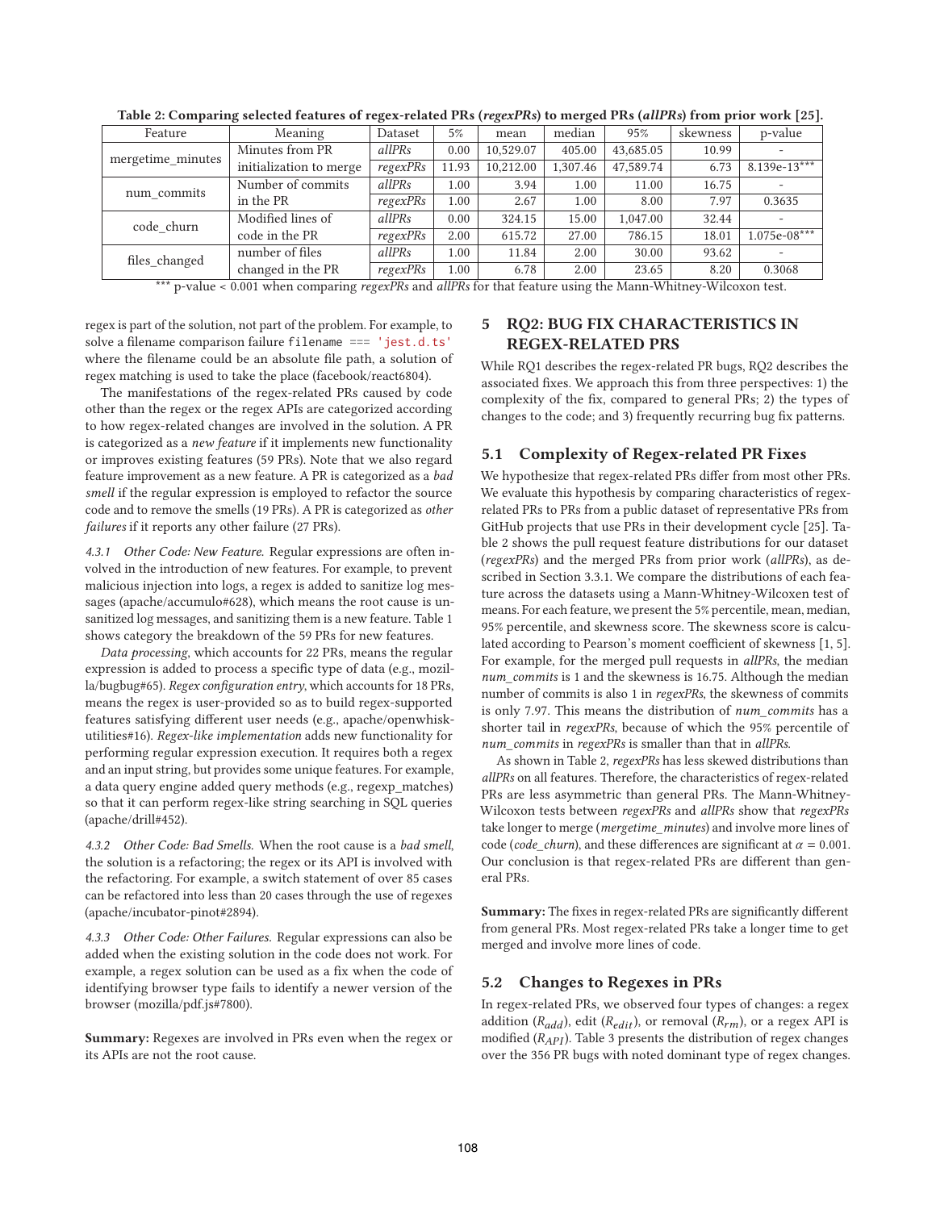Table 2: Comparing selected features of regex-related PRs (*regexPRs*) to merged PRs (*allPRs*) from prior work [25].

| Feature | Meaning | Dataset | 5% | mean | median | 95% | skewness | p-value |
|---|---|---|---|---|---|---|---|---|
| mergetime_minutes | Minutes from PR initialization to merge | *allPRs* | 0.00 | 10,529.07 | 405.00 | 43,685.05 | 10.99 | - |
| | | *regexPRs* | 11.93 | 10,212.00 | 1,307.46 | 47,589.74 | 6.73 | 8.139e-13*** |
| num_commits | Number of commits in the PR | *allPRs* | 1.00 | 3.94 | 1.00 | 11.00 | 16.75 | - |
| | | *regexPRs* | 1.00 | 2.67 | 1.00 | 8.00 | 7.97 | 0.3635 |
| code_churn | Modified lines of code in the PR | *allPRs* | 0.00 | 324.15 | 15.00 | 1,047.00 | 32.44 | - |
| | | *regexPRs* | 2.00 | 615.72 | 27.00 | 786.15 | 18.01 | 1.075e-08*** |
| files_changed | number of files changed in the PR | *allPRs* | 1.00 | 11.84 | 2.00 | 30.00 | 93.62 | - |
| | | *regexPRs* | 1.00 | 6.78 | 2.00 | 23.65 | 8.20 | 0.3068 |

*** p-value < 0.001 when comparing *regexPRs* and *allPRs* for that feature using the Mann-Whitney-Wilcoxon test.

regex is part of the solution, not part of the problem. For example, to solve a filename comparison failure `filename === 'jest.d.ts'` where the filename could be an absolute file path, a solution of regex matching is used to take the place (facebook/react6804).

The manifestations of the regex-related PRs caused by code other than the regex or the regex APIs are categorized according to how regex-related changes are involved in the solution. A PR is categorized as a *new feature* if it implements new functionality or improves existing features (59 PRs). Note that we also regard feature improvement as a new feature. A PR is categorized as a *bad smell* if the regular expression is employed to refactor the source code and to remove the smells (19 PRs). A PR is categorized as *other failures* if it reports any other failure (27 PRs).

*4.3.1 Other Code: New Feature.* Regular expressions are often involved in the introduction of new features. For example, to prevent malicious injection into logs, a regex is added to sanitize log messages (apache/accumulo#628), which means the root cause is unsanitized log messages, and sanitizing them is a new feature. Table 1 shows category the breakdown of the 59 PRs for new features.

*Data processing*, which accounts for 22 PRs, means the regular expression is added to process a specific type of data (e.g., mozilla/bugbug#65). *Regex configuration entry*, which accounts for 18 PRs, means the regex is user-provided so as to build regex-supported features satisfying different user needs (e.g., apache/openwhisk-utilities#16). *Regex-like implementation* adds new functionality for performing regular expression execution. It requires both a regex and an input string, but provides some unique features. For example, a data query engine added query methods (e.g., regexp_matches) so that it can perform regex-like string searching in SQL queries (apache/drill#452).

*4.3.2 Other Code: Bad Smells.* When the root cause is a *bad smell*, the solution is a refactoring; the regex or its API is involved with the refactoring. For example, a switch statement of over 85 cases can be refactored into less than 20 cases through the use of regexes (apache/incubator-pinot#2894).

*4.3.3 Other Code: Other Failures.* Regular expressions can also be added when the existing solution in the code does not work. For example, a regex solution can be used as a fix when the code of identifying browser type fails to identify a newer version of the browser (mozilla/pdf.js#7800).

**Summary:** Regexes are involved in PRs even when the regex or its APIs are not the root cause.

## 5 RQ2: BUG FIX CHARACTERISTICS IN REGEX-RELATED PRS

While RQ1 describes the regex-related PR bugs, RQ2 describes the associated fixes. We approach this from three perspectives: 1) the complexity of the fix, compared to general PRs; 2) the types of changes to the code; and 3) frequently recurring bug fix patterns.

### 5.1 Complexity of Regex-related PR Fixes

We hypothesize that regex-related PRs differ from most other PRs. We evaluate this hypothesis by comparing characteristics of regex-related PRs to PRs from a public dataset of representative PRs from GitHub projects that use PRs in their development cycle [25]. Table 2 shows the pull request feature distributions for our dataset (*regexPRs*) and the merged PRs from prior work (*allPRs*), as described in Section 3.3.1. We compare the distributions of each feature across the datasets using a Mann-Whitney-Wilcoxen test of means. For each feature, we present the 5% percentile, mean, median, 95% percentile, and skewness score. The skewness score is calculated according to Pearson's moment coefficient of skewness [1, 5]. For example, for the merged pull requests in *allPRs*, the median *num_commits* is 1 and the skewness is 16.75. Although the median number of commits is also 1 in *regexPRs*, the skewness of commits is only 7.97. This means the distribution of *num_commits* has a shorter tail in *regexPRs*, because of which the 95% percentile of *num_commits* in *regexPRs* is smaller than that in *allPRs*.

As shown in Table 2, *regexPRs* has less skewed distributions than *allPRs* on all features. Therefore, the characteristics of regex-related PRs are less asymmetric than general PRs. The Mann-Whitney-Wilcoxon tests between *regexPRs* and *allPRs* show that *regexPRs* take longer to merge (*mergetime_minutes*) and involve more lines of code (*code_churn*), and these differences are significant at $\alpha = 0.001$. Our conclusion is that regex-related PRs are different than general PRs.

**Summary:** The fixes in regex-related PRs are significantly different from general PRs. Most regex-related PRs take a longer time to get merged and involve more lines of code.

### 5.2 Changes to Regexes in PRs

In regex-related PRs, we observed four types of changes: a regex addition ($R_{add}$), edit ($R_{edit}$), or removal ($R_{rm}$), or a regex API is modified ($R_{API}$). Table 3 presents the distribution of regex changes over the 356 PR bugs with noted dominant type of regex changes.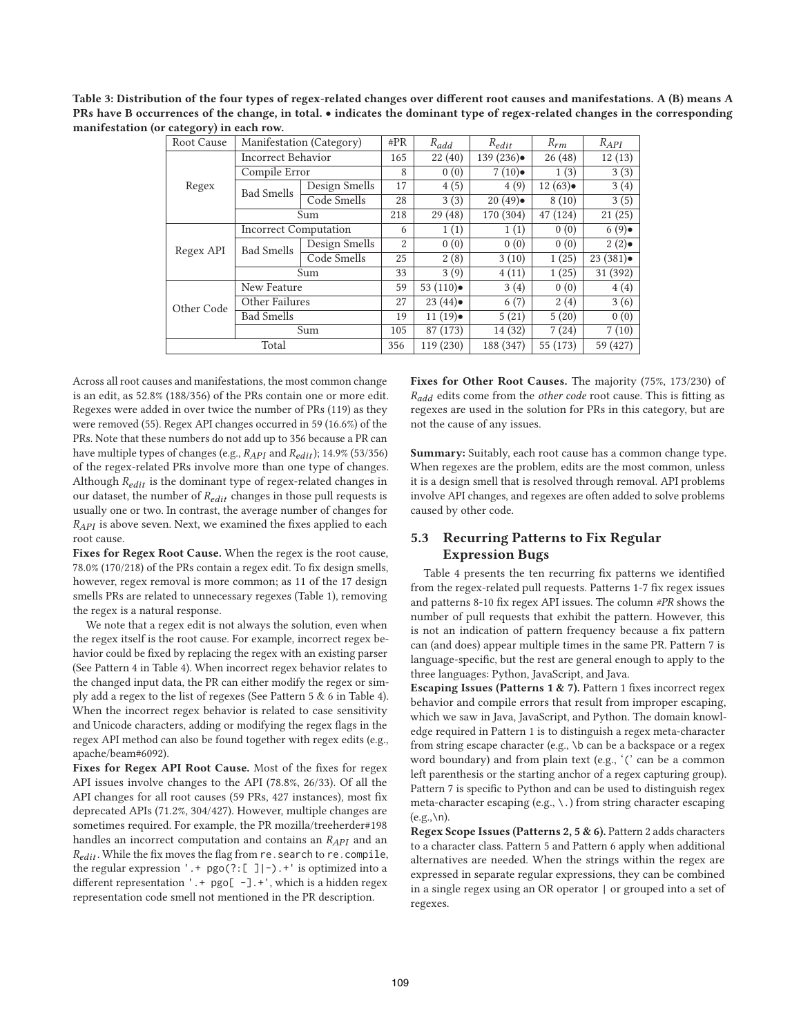**Table 3: Distribution of the four types of regex-related changes over different root causes and manifestations. A (B) means A PRs have B occurrences of the change, in total. • indicates the dominant type of regex-related changes in the corresponding manifestation (or category) in each row.**

| Root Cause | Manifestation (Category) | | #PR | $R_{add}$ | $R_{edit}$ | $R_{rm}$ | $R_{API}$ |
|---|---|---|---|---|---|---|---|
| Regex | Incorrect Behavior | | 165 | 22 (40) | 139 (236)• | 26 (48) | 12 (13) |
| | Compile Error | | 8 | 0 (0) | 7 (10)• | 1 (3) | 3 (3) |
| | Bad Smells | Design Smells | 17 | 4 (5) | 4 (9) | 12 (63)• | 3 (4) |
| | | Code Smells | 28 | 3 (3) | 20 (49)• | 8 (10) | 3 (5) |
| | Sum | | 218 | 29 (48) | 170 (304) | 47 (124) | 21 (25) |
| Regex API | Incorrect Computation | | 6 | 1 (1) | 1 (1) | 0 (0) | 6 (9)• |
| | Bad Smells | Design Smells | 2 | 0 (0) | 0 (0) | 0 (0) | 2 (2)• |
| | | Code Smells | 25 | 2 (8) | 3 (10) | 1 (25) | 23 (381)• |
| | Sum | | 33 | 3 (9) | 4 (11) | 1 (25) | 31 (392) |
| Other Code | New Feature | | 59 | 53 (110)• | 3 (4) | 0 (0) | 4 (4) |
| | Other Failures | | 27 | 23 (44)• | 6 (7) | 2 (4) | 3 (6) |
| | Bad Smells | | 19 | 11 (19)• | 5 (21) | 5 (20) | 0 (0) |
| | Sum | | 105 | 87 (173) | 14 (32) | 7 (24) | 7 (10) |
| Total | | | 356 | 119 (230) | 188 (347) | 55 (173) | 59 (427) |

Across all root causes and manifestations, the most common change is an edit, as 52.8% (188/356) of the PRs contain one or more edit. Regexes were added in over twice the number of PRs (119) as they were removed (55). Regex API changes occurred in 59 (16.6%) of the PRs. Note that these numbers do not add up to 356 because a PR can have multiple types of changes (e.g., $R_{API}$ and $R_{edit}$); 14.9% (53/356) of the regex-related PRs involve more than one type of changes. Although $R_{edit}$ is the dominant type of regex-related changes in our dataset, the number of $R_{edit}$ changes in those pull requests is usually one or two. In contrast, the average number of changes for $R_{API}$ is above seven. Next, we examined the fixes applied to each root cause.

**Fixes for Regex Root Cause.** When the regex is the root cause, 78.0% (170/218) of the PRs contain a regex edit. To fix design smells, however, regex removal is more common; as 11 of the 17 design smells PRs are related to unnecessary regexes (Table 1), removing the regex is a natural response.

We note that a regex edit is not always the solution, even when the regex itself is the root cause. For example, incorrect regex behavior could be fixed by replacing the regex with an existing parser (See Pattern 4 in Table 4). When incorrect regex behavior relates to the changed input data, the PR can either modify the regex or simply add a regex to the list of regexes (See Pattern 5 & 6 in Table 4). When the incorrect regex behavior is related to case sensitivity and Unicode characters, adding or modifying the regex flags in the regex API method can also be found together with regex edits (e.g., apache/beam#6092).

**Fixes for Regex API Root Cause.** Most of the fixes for regex API issues involve changes to the API (78.8%, 26/33). Of all the API changes for all root causes (59 PRs, 427 instances), most fix deprecated APIs (71.2%, 304/427). However, multiple changes are sometimes required. For example, the PR mozilla/treeherder#198 handles an incorrect computation and contains an $R_{API}$ and an $R_{edit}$. While the fix moves the flag from `re.search` to `re.compile`, the regular expression `'.+ pgo(?:[ ]|-).+'` is optimized into a different representation `'.+ pgo[ -].+'`, which is a hidden regex representation code smell not mentioned in the PR description.

**Fixes for Other Root Causes.** The majority (75%, 173/230) of $R_{add}$ edits come from the *other code* root cause. This is fitting as regexes are used in the solution for PRs in this category, but are not the cause of any issues.

**Summary:** Suitably, each root cause has a common change type. When regexes are the problem, edits are the most common, unless it is a design smell that is resolved through removal. API problems involve API changes, and regexes are often added to solve problems caused by other code.

## 5.3 Recurring Patterns to Fix Regular Expression Bugs

Table 4 presents the ten recurring fix patterns we identified from the regex-related pull requests. Patterns 1-7 fix regex issues and patterns 8-10 fix regex API issues. The column *#PR* shows the number of pull requests that exhibit the pattern. However, this is not an indication of pattern frequency because a fix pattern can (and does) appear multiple times in the same PR. Pattern 7 is language-specific, but the rest are general enough to apply to the three languages: Python, JavaScript, and Java.

**Escaping Issues (Patterns 1 & 7).** Pattern 1 fixes incorrect regex behavior and compile errors that result from improper escaping, which we saw in Java, JavaScript, and Python. The domain knowledge required in Pattern 1 is to distinguish a regex meta-character from string escape character (e.g., \b can be a backspace or a regex word boundary) and from plain text (e.g., '(' can be a common left parenthesis or the starting anchor of a regex capturing group). Pattern 7 is specific to Python and can be used to distinguish regex meta-character escaping (e.g., \.) from string character escaping (e.g.,\n).

**Regex Scope Issues (Patterns 2, 5 & 6).** Pattern 2 adds characters to a character class. Pattern 5 and Pattern 6 apply when additional alternatives are needed. When the strings within the regex are expressed in separate regular expressions, they can be combined in a single regex using an OR operator | or grouped into a set of regexes.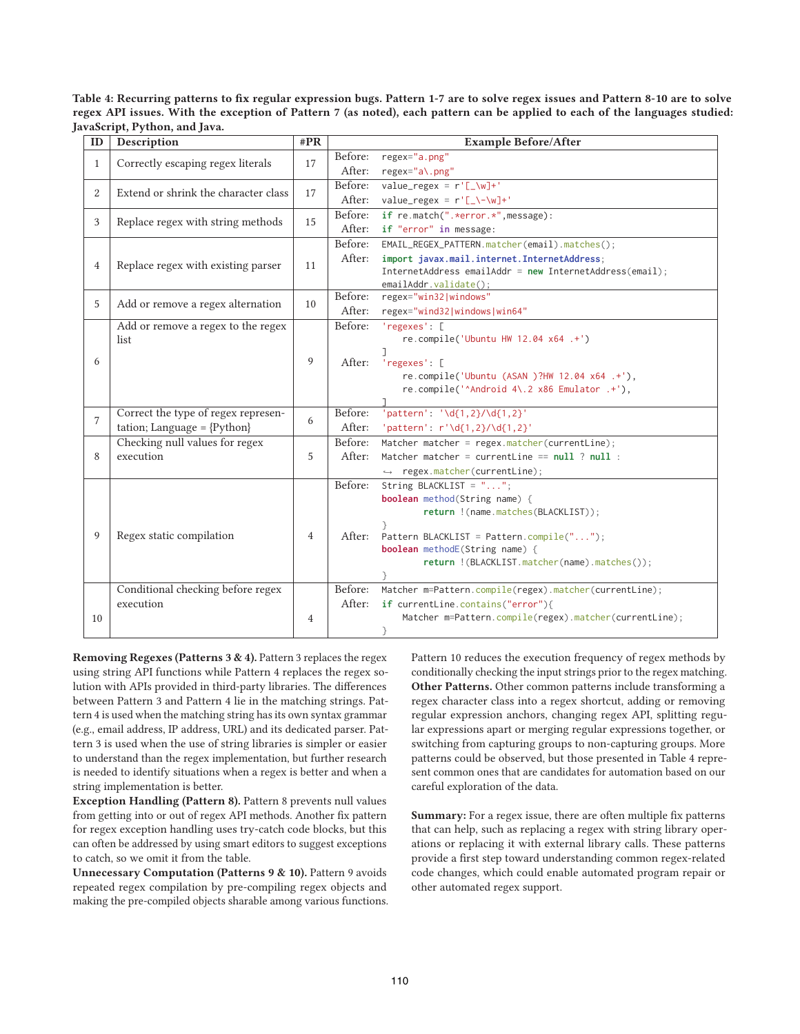**Table 4: Recurring patterns to fix regular expression bugs. Pattern 1-7 are to solve regex issues and Pattern 8-10 are to solve regex API issues. With the exception of Pattern 7 (as noted), each pattern can be applied to each of the languages studied: JavaScript, Python, and Java.**

| ID | Description | #PR | Example Before/After |
|---|---|---|---|
| 1 | Correctly escaping regex literals | 17 | Before: `regex="a.png"`<br>After: `regex="a\.png"` |
| 2 | Extend or shrink the character class | 17 | Before: `value_regex = r'[_\w]+'`<br>After: `value_regex = r'[_\-\w]+'` |
| 3 | Replace regex with string methods | 15 | Before: `if re.match(".*error.*",message):`<br>After: `if "error" in message:` |
| 4 | Replace regex with existing parser | 11 | Before: `EMAIL_REGEX_PATTERN.matcher(email).matches();`<br>After: `import javax.mail.internet.InternetAddress;` `InternetAddress emailAddr = new InternetAddress(email);` `emailAddr.validate();` |
| 5 | Add or remove a regex alternation | 10 | Before: `regex="win32\|windows"`<br>After: `regex="wind32\|windows\|win64"` |
| 6 | Add or remove a regex to the regex list | 9 | Before: `'regexes': [ re.compile('Ubuntu HW 12.04 x64 .+') ]`<br>After: `'regexes': [ re.compile('Ubuntu (ASAN )?HW 12.04 x64 .+'), re.compile('^Android 4\.2 x86 Emulator .+'), ]` |
| 7 | Correct the type of regex representation; Language = {Python} | 6 | Before: `'pattern': '\d{1,2}/\d{1,2}'`<br>After: `'pattern': r'\d{1,2}/\d{1,2}'` |
| 8 | Checking null values for regex execution | 5 | Before: `Matcher matcher = regex.matcher(currentLine);`<br>After: `Matcher matcher = currentLine == null ? null : regex.matcher(currentLine);` |
| 9 | Regex static compilation | 4 | Before: `String BLACKLIST = "...";` `boolean method(String name) { return !(name.matches(BLACKLIST)); }`<br>After: `Pattern BLACKLIST = Pattern.compile("...");` `boolean methodE(String name) { return !(BLACKLIST.matcher(name).matches()); }` |
| 10 | Conditional checking before regex execution | 4 | Before: `Matcher m=Pattern.compile(regex).matcher(currentLine);`<br>After: `if currentLine.contains("error"){ Matcher m=Pattern.compile(regex).matcher(currentLine); }` |

**Removing Regexes (Patterns 3 & 4).** Pattern 3 replaces the regex using string API functions while Pattern 4 replaces the regex solution with APIs provided in third-party libraries. The differences between Pattern 3 and Pattern 4 lie in the matching strings. Pattern 4 is used when the matching string has its own syntax grammar (e.g., email address, IP address, URL) and its dedicated parser. Pattern 3 is used when the use of string libraries is simpler or easier to understand than the regex implementation, but further research is needed to identify situations when a regex is better and when a string implementation is better.

**Exception Handling (Pattern 8).** Pattern 8 prevents null values from getting into or out of regex API methods. Another fix pattern for regex exception handling uses try-catch code blocks, but this can often be addressed by using smart editors to suggest exceptions to catch, so we omit it from the table.

**Unnecessary Computation (Patterns 9 & 10).** Pattern 9 avoids repeated regex compilation by pre-compiling regex objects and making the pre-compiled objects sharable among various functions. Pattern 10 reduces the execution frequency of regex methods by conditionally checking the input strings prior to the regex matching.

**Other Patterns.** Other common patterns include transforming a regex character class into a regex shortcut, adding or removing regular expression anchors, changing regex API, splitting regular expressions apart or merging regular expressions together, or switching from capturing groups to non-capturing groups. More patterns could be observed, but those presented in Table 4 represent common ones that are candidates for automation based on our careful exploration of the data.

**Summary:** For a regex issue, there are often multiple fix patterns that can help, such as replacing a regex with string library operations or replacing it with external library calls. These patterns provide a first step toward understanding common regex-related code changes, which could enable automated program repair or other automated regex support.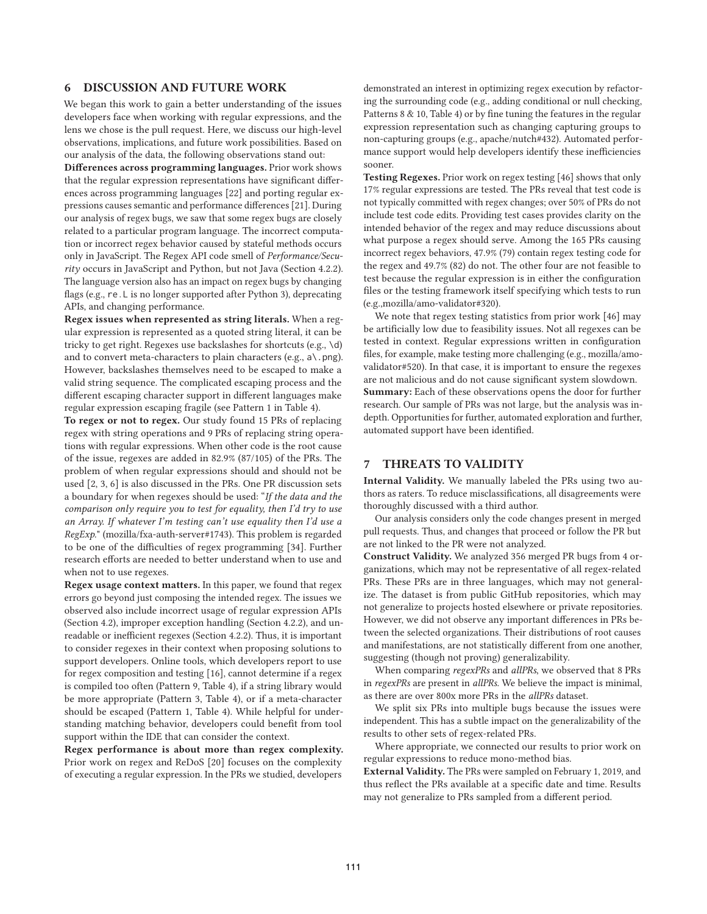## 6 DISCUSSION AND FUTURE WORK

We began this work to gain a better understanding of the issues developers face when working with regular expressions, and the lens we chose is the pull request. Here, we discuss our high-level observations, implications, and future work possibilities. Based on our analysis of the data, the following observations stand out:

**Differences across programming languages.** Prior work shows that the regular expression representations have significant differences across programming languages [22] and porting regular expressions causes semantic and performance differences [21]. During our analysis of regex bugs, we saw that some regex bugs are closely related to a particular program language. The incorrect computation or incorrect regex behavior caused by stateful methods occurs only in JavaScript. The Regex API code smell of *Performance/Security* occurs in JavaScript and Python, but not Java (Section 4.2.2). The language version also has an impact on regex bugs by changing flags (e.g., `re.L` is no longer supported after Python 3), deprecating APIs, and changing performance.

**Regex issues when represented as string literals.** When a regular expression is represented as a quoted string literal, it can be tricky to get right. Regexes use backslashes for shortcuts (e.g., `\d`) and to convert meta-characters to plain characters (e.g., `a\.png`). However, backslashes themselves need to be escaped to make a valid string sequence. The complicated escaping process and the different escaping character support in different languages make regular expression escaping fragile (see Pattern 1 in Table 4).

**To regex or not to regex.** Our study found 15 PRs of replacing regex with string operations and 9 PRs of replacing string operations with regular expressions. When other code is the root cause of the issue, regexes are added in 82.9% (87/105) of the PRs. The problem of when regular expressions should and should not be used [2, 3, 6] is also discussed in the PRs. One PR discussion sets a boundary for when regexes should be used: "*If the data and the comparison only require you to test for equality, then I'd try to use an Array. If whatever I'm testing can't use equality then I'd use a RegExp.*" (mozilla/fxa-auth-server#1743). This problem is regarded to be one of the difficulties of regex programming [34]. Further research efforts are needed to better understand when to use and when not to use regexes.

**Regex usage context matters.** In this paper, we found that regex errors go beyond just composing the intended regex. The issues we observed also include incorrect usage of regular expression APIs (Section 4.2), improper exception handling (Section 4.2.2), and unreadable or inefficient regexes (Section 4.2.2). Thus, it is important to consider regexes in their context when proposing solutions to support developers. Online tools, which developers report to use for regex composition and testing [16], cannot determine if a regex is compiled too often (Pattern 9, Table 4), if a string library would be more appropriate (Pattern 3, Table 4), or if a meta-character should be escaped (Pattern 1, Table 4). While helpful for understanding matching behavior, developers could benefit from tool support within the IDE that can consider the context.

**Regex performance is about more than regex complexity.** Prior work on regex and ReDoS [20] focuses on the complexity of executing a regular expression. In the PRs we studied, developers demonstrated an interest in optimizing regex execution by refactoring the surrounding code (e.g., adding conditional or null checking, Patterns 8 & 10, Table 4) or by fine tuning the features in the regular expression representation such as changing capturing groups to non-capturing groups (e.g., apache/nutch#432). Automated performance support would help developers identify these inefficiencies sooner.

**Testing Regexes.** Prior work on regex testing [46] shows that only 17% regular expressions are tested. The PRs reveal that test code is not typically committed with regex changes; over 50% of PRs do not include test code edits. Providing test cases provides clarity on the intended behavior of the regex and may reduce discussions about what purpose a regex should serve. Among the 165 PRs causing incorrect regex behaviors, 47.9% (79) contain regex testing code for the regex and 49.7% (82) do not. The other four are not feasible to test because the regular expression is in either the configuration files or the testing framework itself specifying which tests to run (e.g.,mozilla/amo-validator#320).

We note that regex testing statistics from prior work [46] may be artificially low due to feasibility issues. Not all regexes can be tested in context. Regular expressions written in configuration files, for example, make testing more challenging (e.g., mozilla/amo-validator#520). In that case, it is important to ensure the regexes are not malicious and do not cause significant system slowdown.

**Summary:** Each of these observations opens the door for further research. Our sample of PRs was not large, but the analysis was in-depth. Opportunities for further, automated exploration and further, automated support have been identified.

## 7 THREATS TO VALIDITY

**Internal Validity.** We manually labeled the PRs using two authors as raters. To reduce misclassifications, all disagreements were thoroughly discussed with a third author.

Our analysis considers only the code changes present in merged pull requests. Thus, and changes that proceed or follow the PR but are not linked to the PR were not analyzed.

**Construct Validity.** We analyzed 356 merged PR bugs from 4 organizations, which may not be representative of all regex-related PRs. These PRs are in three languages, which may not generalize. The dataset is from public GitHub repositories, which may not generalize to projects hosted elsewhere or private repositories. However, we did not observe any important differences in PRs between the selected organizations. Their distributions of root causes and manifestations, are not statistically different from one another, suggesting (though not proving) generalizability.

When comparing *regexPRs* and *allPRs*, we observed that 8 PRs in *regexPRs* are present in *allPRs*. We believe the impact is minimal, as there are over 800x more PRs in the *allPRs* dataset.

We split six PRs into multiple bugs because the issues were independent. This has a subtle impact on the generalizability of the results to other sets of regex-related PRs.

Where appropriate, we connected our results to prior work on regular expressions to reduce mono-method bias.

**External Validity.** The PRs were sampled on February 1, 2019, and thus reflect the PRs available at a specific date and time. Results may not generalize to PRs sampled from a different period.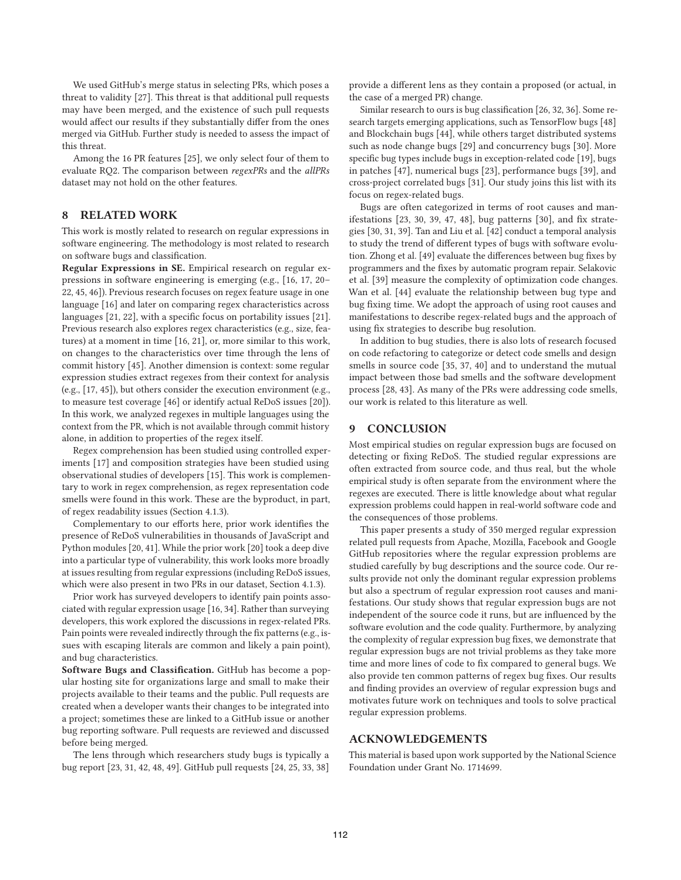We used GitHub's merge status in selecting PRs, which poses a threat to validity [27]. This threat is that additional pull requests may have been merged, and the existence of such pull requests would affect our results if they substantially differ from the ones merged via GitHub. Further study is needed to assess the impact of this threat.

Among the 16 PR features [25], we only select four of them to evaluate RQ2. The comparison between *regexPRs* and the *allPRs* dataset may not hold on the other features.

## 8 RELATED WORK

This work is mostly related to research on regular expressions in software engineering. The methodology is most related to research on software bugs and classification.

**Regular Expressions in SE.** Empirical research on regular expressions in software engineering is emerging (e.g., [16, 17, 20–22, 45, 46]). Previous research focuses on regex feature usage in one language [16] and later on comparing regex characteristics across languages [21, 22], with a specific focus on portability issues [21]. Previous research also explores regex characteristics (e.g., size, features) at a moment in time [16, 21], or, more similar to this work, on changes to the characteristics over time through the lens of commit history [45]. Another dimension is context: some regular expression studies extract regexes from their context for analysis (e.g., [17, 45]), but others consider the execution environment (e.g., to measure test coverage [46] or identify actual ReDoS issues [20]). In this work, we analyzed regexes in multiple languages using the context from the PR, which is not available through commit history alone, in addition to properties of the regex itself.

Regex comprehension has been studied using controlled experiments [17] and composition strategies have been studied using observational studies of developers [15]. This work is complementary to work in regex comprehension, as regex representation code smells were found in this work. These are the byproduct, in part, of regex readability issues (Section 4.1.3).

Complementary to our efforts here, prior work identifies the presence of ReDoS vulnerabilities in thousands of JavaScript and Python modules [20, 41]. While the prior work [20] took a deep dive into a particular type of vulnerability, this work looks more broadly at issues resulting from regular expressions (including ReDoS issues, which were also present in two PRs in our dataset, Section 4.1.3).

Prior work has surveyed developers to identify pain points associated with regular expression usage [16, 34]. Rather than surveying developers, this work explored the discussions in regex-related PRs. Pain points were revealed indirectly through the fix patterns (e.g., issues with escaping literals are common and likely a pain point), and bug characteristics.

**Software Bugs and Classification.** GitHub has become a popular hosting site for organizations large and small to make their projects available to their teams and the public. Pull requests are created when a developer wants their changes to be integrated into a project; sometimes these are linked to a GitHub issue or another bug reporting software. Pull requests are reviewed and discussed before being merged.

The lens through which researchers study bugs is typically a bug report [23, 31, 42, 48, 49]. GitHub pull requests [24, 25, 33, 38] provide a different lens as they contain a proposed (or actual, in the case of a merged PR) change.

Similar research to ours is bug classification [26, 32, 36]. Some research targets emerging applications, such as TensorFlow bugs [48] and Blockchain bugs [44], while others target distributed systems such as node change bugs [29] and concurrency bugs [30]. More specific bug types include bugs in exception-related code [19], bugs in patches [47], numerical bugs [23], performance bugs [39], and cross-project correlated bugs [31]. Our study joins this list with its focus on regex-related bugs.

Bugs are often categorized in terms of root causes and manifestations [23, 30, 39, 47, 48], bug patterns [30], and fix strategies [30, 31, 39]. Tan and Liu et al. [42] conduct a temporal analysis to study the trend of different types of bugs with software evolution. Zhong et al. [49] evaluate the differences between bug fixes by programmers and the fixes by automatic program repair. Selakovic et al. [39] measure the complexity of optimization code changes. Wan et al. [44] evaluate the relationship between bug type and bug fixing time. We adopt the approach of using root causes and manifestations to describe regex-related bugs and the approach of using fix strategies to describe bug resolution.

In addition to bug studies, there is also lots of research focused on code refactoring to categorize or detect code smells and design smells in source code [35, 37, 40] and to understand the mutual impact between those bad smells and the software development process [28, 43]. As many of the PRs were addressing code smells, our work is related to this literature as well.

## 9 CONCLUSION

Most empirical studies on regular expression bugs are focused on detecting or fixing ReDoS. The studied regular expressions are often extracted from source code, and thus real, but the whole empirical study is often separate from the environment where the regexes are executed. There is little knowledge about what regular expression problems could happen in real-world software code and the consequences of those problems.

This paper presents a study of 350 merged regular expression related pull requests from Apache, Mozilla, Facebook and Google GitHub repositories where the regular expression problems are studied carefully by bug descriptions and the source code. Our results provide not only the dominant regular expression problems but also a spectrum of regular expression root causes and manifestations. Our study shows that regular expression bugs are not independent of the source code it runs, but are influenced by the software evolution and the code quality. Furthermore, by analyzing the complexity of regular expression bug fixes, we demonstrate that regular expression bugs are not trivial problems as they take more time and more lines of code to fix compared to general bugs. We also provide ten common patterns of regex bug fixes. Our results and finding provides an overview of regular expression bugs and motivates future work on techniques and tools to solve practical regular expression problems.

## ACKNOWLEDGEMENTS

This material is based upon work supported by the National Science Foundation under Grant No. 1714699.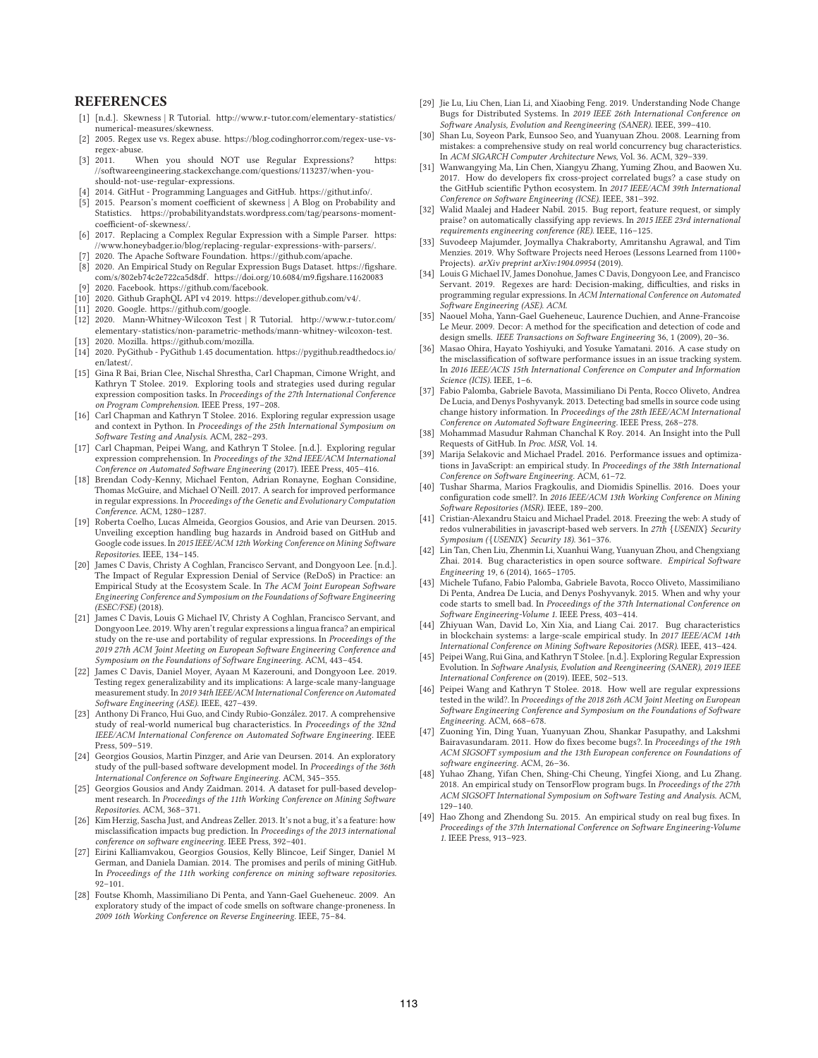## REFERENCES

- [1] [n.d.]. Skewness | R Tutorial. http://www.r-tutor.com/elementary-statistics/numerical-measures/skewness.
- [2] 2005. Regex use vs. Regex abuse. https://blog.codinghorror.com/regex-use-vs-regex-abuse.
- [3] 2011. When you should NOT use Regular Expressions? https://softwareengineering.stackexchange.com/questions/113237/when-you-should-not-use-regular-expressions.
- [4] 2014. GitHut - Programming Languages and GitHub. https://githut.info/.
- [5] 2015. Pearson's moment coefficient of skewness | A Blog on Probability and Statistics. https://probabilityandstats.wordpress.com/tag/pearsons-moment-coefficient-of-skewness/.
- [6] 2017. Replacing a Complex Regular Expression with a Simple Parser. https://www.honeybadger.io/blog/replacing-regular-expressions-with-parsers/.
- [7] 2020. The Apache Software Foundation. https://github.com/apache.
- [8] 2020. An Empirical Study on Regular Expression Bugs Dataset. https://figshare.com/s/802eb74c2e722ca5d8df. https://doi.org/10.6084/m9.figshare.11620083
- [9] 2020. Facebook. https://github.com/facebook.
- [10] 2020. Github GraphQL API v4 2019. https://developer.github.com/v4/.
- [11] 2020. Google. https://github.com/google.
- [12] 2020. Mann-Whitney-Wilcoxon Test | R Tutorial. http://www.r-tutor.com/elementary-statistics/non-parametric-methods/mann-whitney-wilcoxon-test.
- [13] 2020. Mozilla. https://github.com/mozilla.
- [14] 2020. PyGithub - PyGithub 1.45 documentation. https://pygithub.readthedocs.io/en/latest/.
- [15] Gina R Bai, Brian Clee, Nischal Shrestha, Carl Chapman, Cimone Wright, and Kathryn T Stolee. 2019. Exploring tools and strategies used during regular expression composition tasks. In *Proceedings of the 27th International Conference on Program Comprehension*. IEEE Press, 197–208.
- [16] Carl Chapman and Kathryn T Stolee. 2016. Exploring regular expression usage and context in Python. In *Proceedings of the 25th International Symposium on Software Testing and Analysis*. ACM, 282–293.
- [17] Carl Chapman, Peipei Wang, and Kathryn T Stolee. [n.d.]. Exploring regular expression comprehension. In *Proceedings of the 32nd IEEE/ACM International Conference on Automated Software Engineering* (2017). IEEE Press, 405–416.
- [18] Brendan Cody-Kenny, Michael Fenton, Adrian Ronayne, Eoghan Considine, Thomas McGuire, and Michael O'Neill. 2017. A search for improved performance in regular expressions. In *Proceedings of the Genetic and Evolutionary Computation Conference*. ACM, 1280–1287.
- [19] Roberta Coelho, Lucas Almeida, Georgios Gousios, and Arie van Deursen. 2015. Unveiling exception handling bug hazards in Android based on GitHub and Google code issues. In *2015 IEEE/ACM 12th Working Conference on Mining Software Repositories*. IEEE, 134–145.
- [20] James C Davis, Christy A Coghlan, Francisco Servant, and Dongyoon Lee. [n.d.]. The Impact of Regular Expression Denial of Service (ReDoS) in Practice: an Empirical Study at the Ecosystem Scale. In *The ACM Joint European Software Engineering Conference and Symposium on the Foundations of Software Engineering (ESEC/FSE)* (2018).
- [21] James C Davis, Louis G Michael IV, Christy A Coghlan, Francisco Servant, and Dongyoon Lee. 2019. Why aren't regular expressions a lingua franca? an empirical study on the re-use and portability of regular expressions. In *Proceedings of the 2019 27th ACM Joint Meeting on European Software Engineering Conference and Symposium on the Foundations of Software Engineering*. ACM, 443–454.
- [22] James C Davis, Daniel Moyer, Ayaan M Kazerouni, and Dongyoon Lee. 2019. Testing regex generalizability and its implications: A large-scale many-language measurement study. In *2019 34th IEEE/ACM International Conference on Automated Software Engineering (ASE)*. IEEE, 427–439.
- [23] Anthony Di Franco, Hui Guo, and Cindy Rubio-González. 2017. A comprehensive study of real-world numerical bug characteristics. In *Proceedings of the 32nd IEEE/ACM International Conference on Automated Software Engineering*. IEEE Press, 509–519.
- [24] Georgios Gousios, Martin Pinzger, and Arie van Deursen. 2014. An exploratory study of the pull-based software development model. In *Proceedings of the 36th International Conference on Software Engineering*. ACM, 345–355.
- [25] Georgios Gousios and Andy Zaidman. 2014. A dataset for pull-based development research. In *Proceedings of the 11th Working Conference on Mining Software Repositories*. ACM, 368–371.
- [26] Kim Herzig, Sascha Just, and Andreas Zeller. 2013. It's not a bug, it's a feature: how misclassification impacts bug prediction. In *Proceedings of the 2013 international conference on software engineering*. IEEE Press, 392–401.
- [27] Eirini Kalliamvakou, Georgios Gousios, Kelly Blincoe, Leif Singer, Daniel M German, and Daniela Damian. 2014. The promises and perils of mining GitHub. In *Proceedings of the 11th working conference on mining software repositories*. 92–101.
- [28] Foutse Khomh, Massimiliano Di Penta, and Yann-Gael Gueheneuc. 2009. An exploratory study of the impact of code smells on software change-proneness. In *2009 16th Working Conference on Reverse Engineering*. IEEE, 75–84.
- [29] Jie Lu, Liu Chen, Lian Li, and Xiaobing Feng. 2019. Understanding Node Change Bugs for Distributed Systems. In *2019 IEEE 26th International Conference on Software Analysis, Evolution and Reengineering (SANER)*. IEEE, 399–410.
- [30] Shan Lu, Soyeon Park, Eunsoo Seo, and Yuanyuan Zhou. 2008. Learning from mistakes: a comprehensive study on real world concurrency bug characteristics. In *ACM SIGARCH Computer Architecture News*, Vol. 36. ACM, 329–339.
- [31] Wanwangying Ma, Lin Chen, Xiangyu Zhang, Yuming Zhou, and Baowen Xu. 2017. How do developers fix cross-project correlated bugs? a case study on the GitHub scientific Python ecosystem. In *2017 IEEE/ACM 39th International Conference on Software Engineering (ICSE)*. IEEE, 381–392.
- [32] Walid Maalej and Hadeer Nabil. 2015. Bug report, feature request, or simply praise? on automatically classifying app reviews. In *2015 IEEE 23rd international requirements engineering conference (RE)*. IEEE, 116–125.
- [33] Suvodeep Majumder, Joymallya Chakraborty, Amritanshu Agrawal, and Tim Menzies. 2019. Why Software Projects need Heroes (Lessons Learned from 1100+ Projects). *arXiv preprint arXiv:1904.09954* (2019).
- [34] Louis G Michael IV, James Donohue, James C Davis, Dongyoon Lee, and Francisco Servant. 2019. Regexes are hard: Decision-making, difficulties, and risks in programming regular expressions. In *ACM International Conference on Automated Software Engineering (ASE). ACM*.
- [35] Naouel Moha, Yann-Gael Gueheneuc, Laurence Duchien, and Anne-Francoise Le Meur. 2009. Decor: A method for the specification and detection of code and design smells. *IEEE Transactions on Software Engineering* 36, 1 (2009), 20–36.
- [36] Masao Ohira, Hayato Yoshiyuki, and Yosuke Yamatani. 2016. A case study on the misclassification of software performance issues in an issue tracking system. In *2016 IEEE/ACIS 15th International Conference on Computer and Information Science (ICIS)*. IEEE, 1–6.
- [37] Fabio Palomba, Gabriele Bavota, Massimiliano Di Penta, Rocco Oliveto, Andrea De Lucia, and Denys Poshyvanyk. 2013. Detecting bad smells in source code using change history information. In *Proceedings of the 28th IEEE/ACM International Conference on Automated Software Engineering*. IEEE Press, 268–278.
- [38] Mohammad Masudur Rahman Chanchal K Roy. 2014. An Insight into the Pull Requests of GitHub. In *Proc. MSR*, Vol. 14.
- [39] Marija Selakovic and Michael Pradel. 2016. Performance issues and optimizations in JavaScript: an empirical study. In *Proceedings of the 38th International Conference on Software Engineering*. ACM, 61–72.
- [40] Tushar Sharma, Marios Fragkoulis, and Diomidis Spinellis. 2016. Does your configuration code smell?. In *2016 IEEE/ACM 13th Working Conference on Mining Software Repositories (MSR)*. IEEE, 189–200.
- [41] Cristian-Alexandru Staicu and Michael Pradel. 2018. Freezing the web: A study of redos vulnerabilities in javascript-based web servers. In *27th {USENIX} Security Symposium ({USENIX} Security 18)*. 361–376.
- [42] Lin Tan, Chen Liu, Zhenmin Li, Xuanhui Wang, Yuanyuan Zhou, and Chengxiang Zhai. 2014. Bug characteristics in open source software. *Empirical Software Engineering* 19, 6 (2014), 1665–1705.
- [43] Michele Tufano, Fabio Palomba, Gabriele Bavota, Rocco Oliveto, Massimiliano Di Penta, Andrea De Lucia, and Denys Poshyvanyk. 2015. When and why your code starts to smell bad. In *Proceedings of the 37th International Conference on Software Engineering-Volume 1*. IEEE Press, 403–414.
- [44] Zhiyuan Wan, David Lo, Xin Xia, and Liang Cai. 2017. Bug characteristics in blockchain systems: a large-scale empirical study. In *2017 IEEE/ACM 14th International Conference on Mining Software Repositories (MSR)*. IEEE, 413–424.
- [45] Peipei Wang, Rui Gina, and Kathryn T Stolee. [n.d.]. Exploring Regular Expression Evolution. In *Software Analysis, Evolution and Reengineering (SANER), 2019 IEEE International Conference on* (2019). IEEE, 502–513.
- [46] Peipei Wang and Kathryn T Stolee. 2018. How well are regular expressions tested in the wild?. In *Proceedings of the 2018 26th ACM Joint Meeting on European Software Engineering Conference and Symposium on the Foundations of Software Engineering*. ACM, 668–678.
- [47] Zuoning Yin, Ding Yuan, Yuanyuan Zhou, Shankar Pasupathy, and Lakshmi Bairavasundaram. 2011. How do fixes become bugs?. In *Proceedings of the 19th ACM SIGSOFT symposium and the 13th European conference on Foundations of software engineering*. ACM, 26–36.
- [48] Yuhao Zhang, Yifan Chen, Shing-Chi Cheung, Yingfei Xiong, and Lu Zhang. 2018. An empirical study on TensorFlow program bugs. In *Proceedings of the 27th ACM SIGSOFT International Symposium on Software Testing and Analysis*. ACM, 129–140.
- [49] Hao Zhong and Zhendong Su. 2015. An empirical study on real bug fixes. In *Proceedings of the 37th International Conference on Software Engineering-Volume 1*. IEEE Press, 913–923.